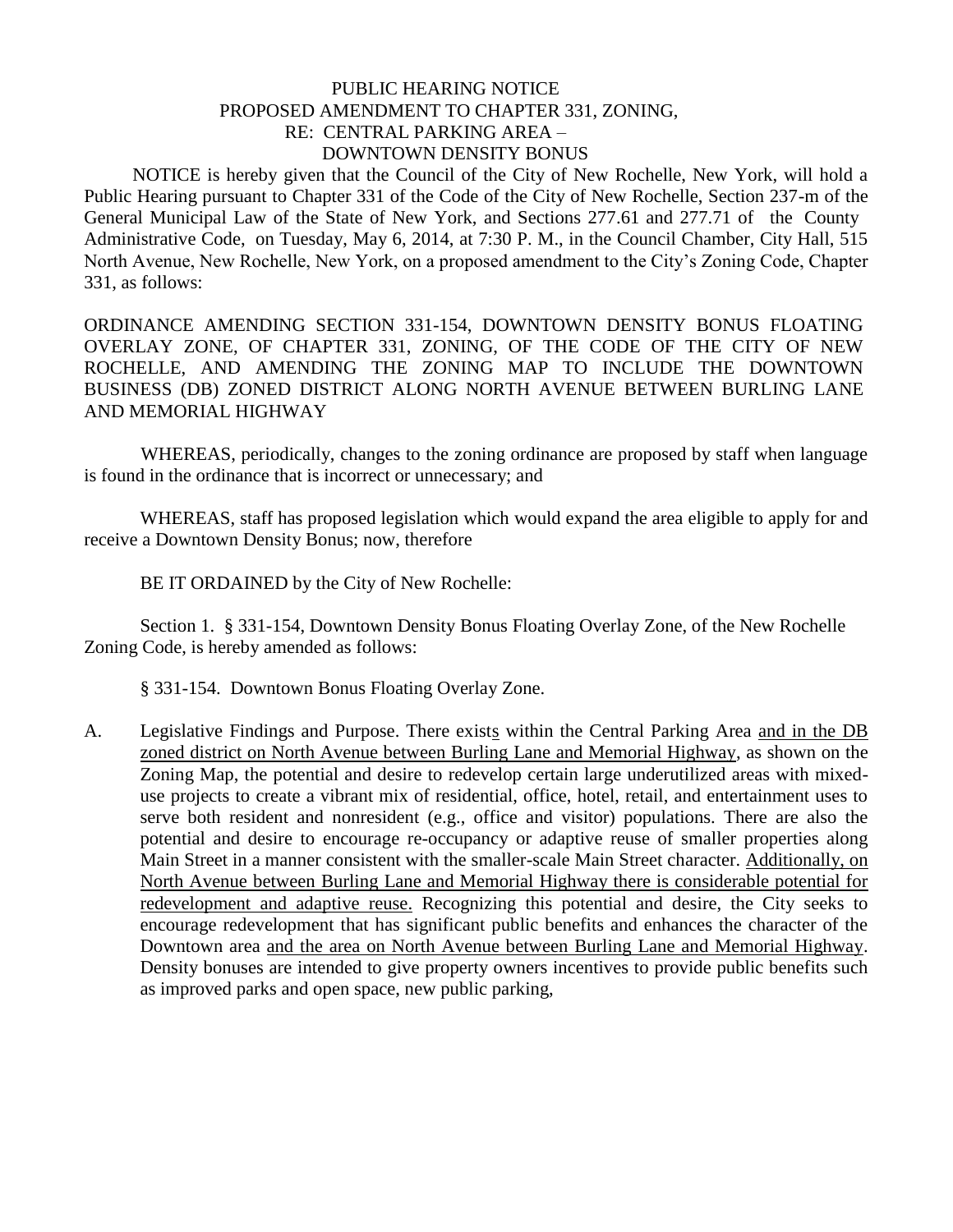PUBLIC HEARING NOTICE
PROPOSED AMENDMENT TO CHAPTER 331, ZONING,
RE: CENTRAL PARKING AREA –
DOWNTOWN DENSITY BONUS

NOTICE is hereby given that the Council of the City of New Rochelle, New York, will hold a Public Hearing pursuant to Chapter 331 of the Code of the City of New Rochelle, Section 237-m of the General Municipal Law of the State of New York, and Sections 277.61 and 277.71 of the County Administrative Code, on Tuesday, May 6, 2014, at 7:30 P. M., in the Council Chamber, City Hall, 515 North Avenue, New Rochelle, New York, on a proposed amendment to the City's Zoning Code, Chapter 331, as follows:

ORDINANCE AMENDING SECTION 331-154, DOWNTOWN DENSITY BONUS FLOATING OVERLAY ZONE, OF CHAPTER 331, ZONING, OF THE CODE OF THE CITY OF NEW ROCHELLE, AND AMENDING THE ZONING MAP TO INCLUDE THE DOWNTOWN BUSINESS (DB) ZONED DISTRICT ALONG NORTH AVENUE BETWEEN BURLING LANE AND MEMORIAL HIGHWAY

WHEREAS, periodically, changes to the zoning ordinance are proposed by staff when language is found in the ordinance that is incorrect or unnecessary; and

WHEREAS, staff has proposed legislation which would expand the area eligible to apply for and receive a Downtown Density Bonus; now, therefore

BE IT ORDAINED by the City of New Rochelle:

Section 1. § 331-154, Downtown Density Bonus Floating Overlay Zone, of the New Rochelle Zoning Code, is hereby amended as follows:

§ 331-154. Downtown Bonus Floating Overlay Zone.

A. Legislative Findings and Purpose. There exists within the Central Parking Area and in the DB zoned district on North Avenue between Burling Lane and Memorial Highway, as shown on the Zoning Map, the potential and desire to redevelop certain large underutilized areas with mixed-use projects to create a vibrant mix of residential, office, hotel, retail, and entertainment uses to serve both resident and nonresident (e.g., office and visitor) populations. There are also the potential and desire to encourage re-occupancy or adaptive reuse of smaller properties along Main Street in a manner consistent with the smaller-scale Main Street character. Additionally, on North Avenue between Burling Lane and Memorial Highway there is considerable potential for redevelopment and adaptive reuse. Recognizing this potential and desire, the City seeks to encourage redevelopment that has significant public benefits and enhances the character of the Downtown area and the area on North Avenue between Burling Lane and Memorial Highway. Density bonuses are intended to give property owners incentives to provide public benefits such as improved parks and open space, new public parking,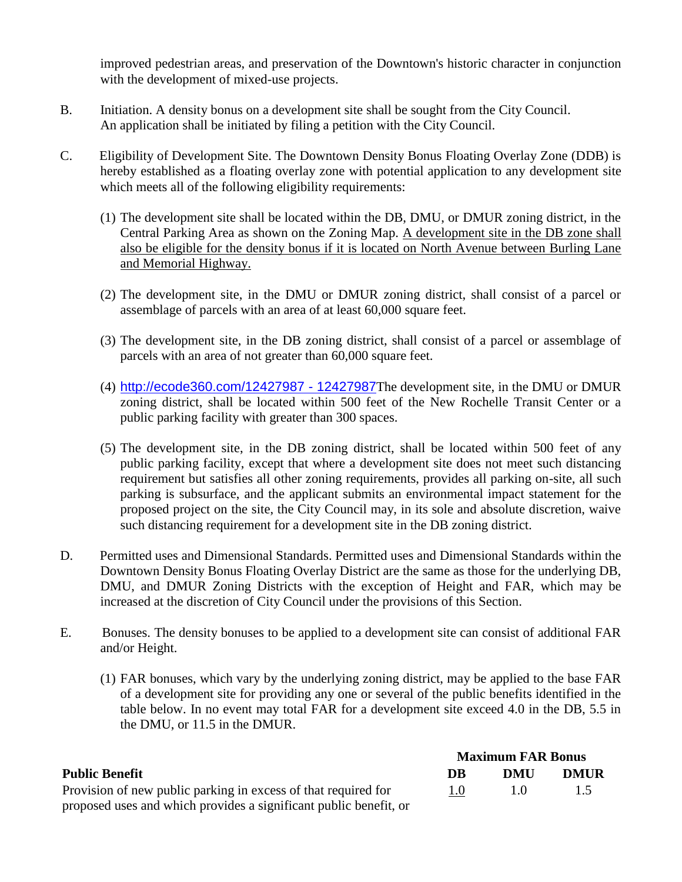improved pedestrian areas, and preservation of the Downtown's historic character in conjunction with the development of mixed-use projects.

B. Initiation. A density bonus on a development site shall be sought from the City Council. An application shall be initiated by filing a petition with the City Council.

C. Eligibility of Development Site. The Downtown Density Bonus Floating Overlay Zone (DDB) is hereby established as a floating overlay zone with potential application to any development site which meets all of the following eligibility requirements:

(1) The development site shall be located within the DB, DMU, or DMUR zoning district, in the Central Parking Area as shown on the Zoning Map. <u>A development site in the DB zone shall also be eligible for the density bonus if it is located on North Avenue between Burling Lane and Memorial Highway.</u>

(2) The development site, in the DMU or DMUR zoning district, shall consist of a parcel or assemblage of parcels with an area of at least 60,000 square feet.

(3) The development site, in the DB zoning district, shall consist of a parcel or assemblage of parcels with an area of not greater than 60,000 square feet.

(4) http://ecode360.com/12427987 - 12427987The development site, in the DMU or DMUR zoning district, shall be located within 500 feet of the New Rochelle Transit Center or a public parking facility with greater than 300 spaces.

(5) The development site, in the DB zoning district, shall be located within 500 feet of any public parking facility, except that where a development site does not meet such distancing requirement but satisfies all other zoning requirements, provides all parking on-site, all such parking is subsurface, and the applicant submits an environmental impact statement for the proposed project on the site, the City Council may, in its sole and absolute discretion, waive such distancing requirement for a development site in the DB zoning district.

D. Permitted uses and Dimensional Standards. Permitted uses and Dimensional Standards within the Downtown Density Bonus Floating Overlay District are the same as those for the underlying DB, DMU, and DMUR Zoning Districts with the exception of Height and FAR, which may be increased at the discretion of City Council under the provisions of this Section.

E. Bonuses. The density bonuses to be applied to a development site can consist of additional FAR and/or Height.

(1) FAR bonuses, which vary by the underlying zoning district, may be applied to the base FAR of a development site for providing any one or several of the public benefits identified in the table below. In no event may total FAR for a development site exceed 4.0 in the DB, 5.5 in the DMU, or 11.5 in the DMUR.

| | **Maximum FAR Bonus** | | |
|---|---|---|---|
| **Public Benefit** | **DB** | **DMU** | **DMUR** |
| Provision of new public parking in excess of that required for proposed uses and which provides a significant public benefit, or | <u>1.0</u> | 1.0 | 1.5 |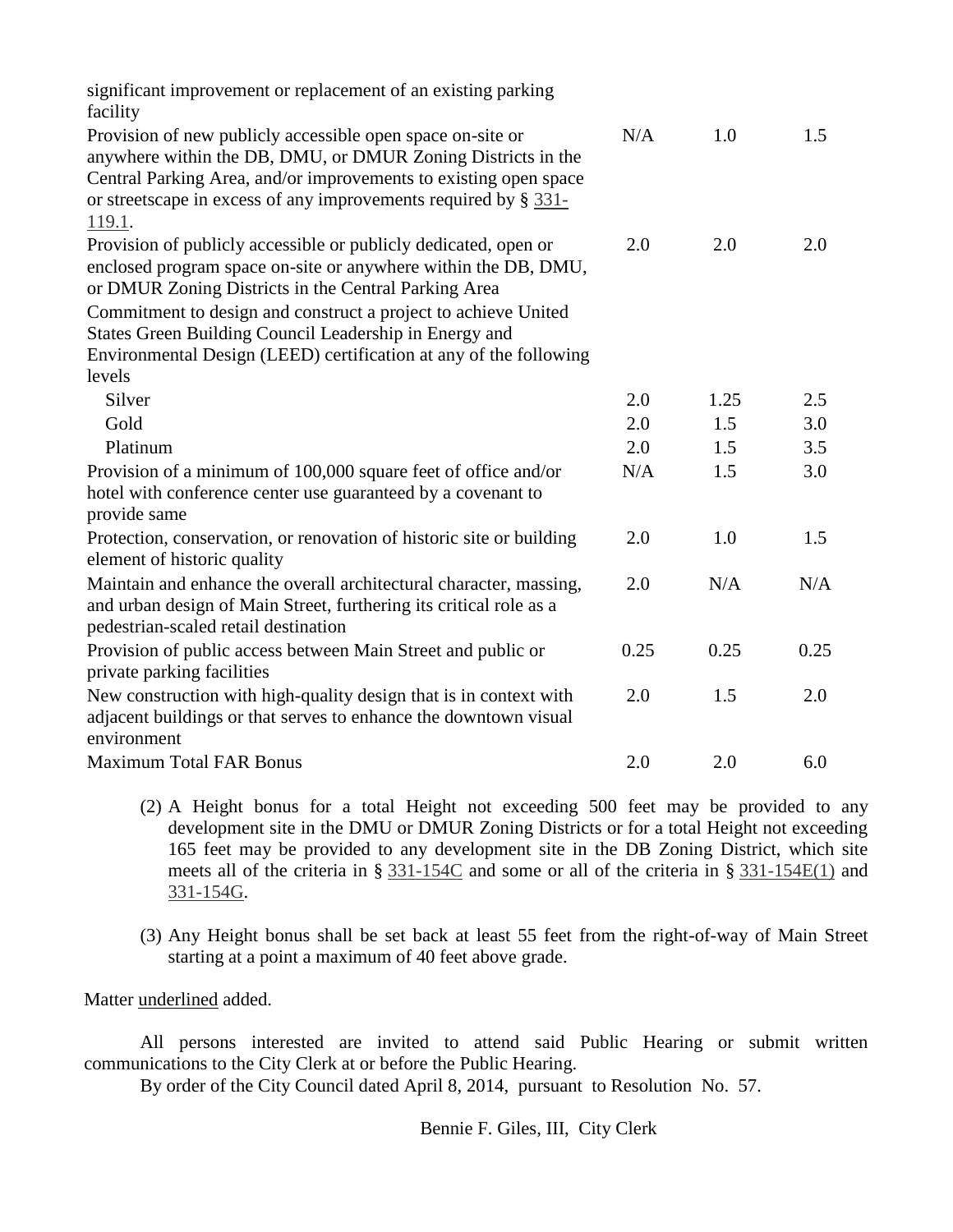| | | | |
|---|---|---|---|
| significant improvement or replacement of an existing parking facility | | | |
| Provision of new publicly accessible open space on-site or anywhere within the DB, DMU, or DMUR Zoning Districts in the Central Parking Area, and/or improvements to existing open space or streetscape in excess of any improvements required by § 331-119.1. | N/A | 1.0 | 1.5 |
| Provision of publicly accessible or publicly dedicated, open or enclosed program space on-site or anywhere within the DB, DMU, or DMUR Zoning Districts in the Central Parking Area | 2.0 | 2.0 | 2.0 |
| Commitment to design and construct a project to achieve United States Green Building Council Leadership in Energy and Environmental Design (LEED) certification at any of the following levels | | | |
| Silver | 2.0 | 1.25 | 2.5 |
| Gold | 2.0 | 1.5 | 3.0 |
| Platinum | 2.0 | 1.5 | 3.5 |
| Provision of a minimum of 100,000 square feet of office and/or hotel with conference center use guaranteed by a covenant to provide same | N/A | 1.5 | 3.0 |
| Protection, conservation, or renovation of historic site or building element of historic quality | 2.0 | 1.0 | 1.5 |
| Maintain and enhance the overall architectural character, massing, and urban design of Main Street, furthering its critical role as a pedestrian-scaled retail destination | 2.0 | N/A | N/A |
| Provision of public access between Main Street and public or private parking facilities | 0.25 | 0.25 | 0.25 |
| New construction with high-quality design that is in context with adjacent buildings or that serves to enhance the downtown visual environment | 2.0 | 1.5 | 2.0 |
| Maximum Total FAR Bonus | 2.0 | 2.0 | 6.0 |

(2) A Height bonus for a total Height not exceeding 500 feet may be provided to any development site in the DMU or DMUR Zoning Districts or for a total Height not exceeding 165 feet may be provided to any development site in the DB Zoning District, which site meets all of the criteria in § 331-154C and some or all of the criteria in § 331-154E(1) and 331-154G.

(3) Any Height bonus shall be set back at least 55 feet from the right-of-way of Main Street starting at a point a maximum of 40 feet above grade.

Matter underlined added.

All persons interested are invited to attend said Public Hearing or submit written communications to the City Clerk at or before the Public Hearing.

By order of the City Council dated April 8, 2014, pursuant to Resolution No. 57.

Bennie F. Giles, III, City Clerk